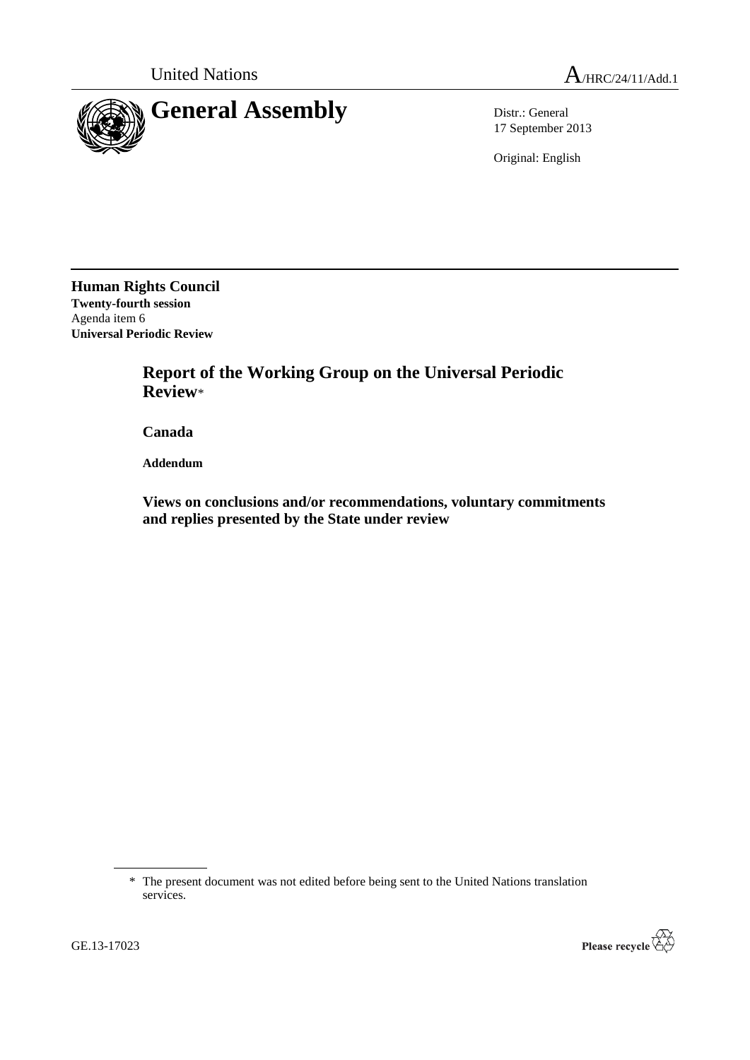United Nations

A/HRC/24/11/Add.1

# General Assembly

Distr.: General
17 September 2013

Original: English

**Human Rights Council**
**Twenty-fourth session**
Agenda item 6
**Universal Periodic Review**

## Report of the Working Group on the Universal Periodic Review*

**Canada**

**Addendum**

**Views on conclusions and/or recommendations, voluntary commitments and replies presented by the State under review**

* The present document was not edited before being sent to the United Nations translation services.

GE.13-17023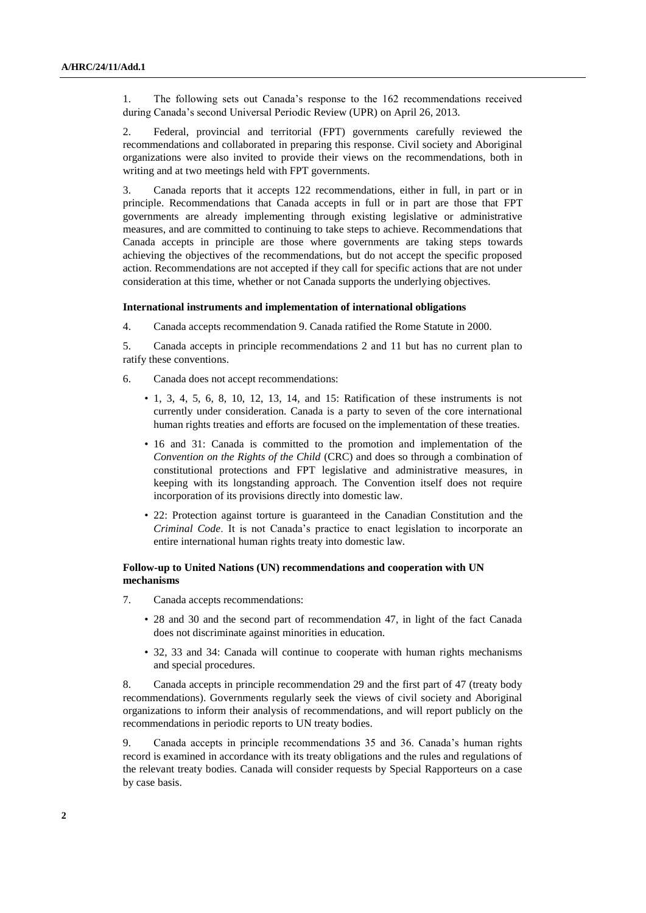1. The following sets out Canada's response to the 162 recommendations received during Canada's second Universal Periodic Review (UPR) on April 26, 2013.

2. Federal, provincial and territorial (FPT) governments carefully reviewed the recommendations and collaborated in preparing this response. Civil society and Aboriginal organizations were also invited to provide their views on the recommendations, both in writing and at two meetings held with FPT governments.

3. Canada reports that it accepts 122 recommendations, either in full, in part or in principle. Recommendations that Canada accepts in full or in part are those that FPT governments are already implementing through existing legislative or administrative measures, and are committed to continuing to take steps to achieve. Recommendations that Canada accepts in principle are those where governments are taking steps towards achieving the objectives of the recommendations, but do not accept the specific proposed action. Recommendations are not accepted if they call for specific actions that are not under consideration at this time, whether or not Canada supports the underlying objectives.

### International instruments and implementation of international obligations

4. Canada accepts recommendation 9. Canada ratified the Rome Statute in 2000.

5. Canada accepts in principle recommendations 2 and 11 but has no current plan to ratify these conventions.

6. Canada does not accept recommendations:

- 1, 3, 4, 5, 6, 8, 10, 12, 13, 14, and 15: Ratification of these instruments is not currently under consideration. Canada is a party to seven of the core international human rights treaties and efforts are focused on the implementation of these treaties.
- 16 and 31: Canada is committed to the promotion and implementation of the *Convention on the Rights of the Child* (CRC) and does so through a combination of constitutional protections and FPT legislative and administrative measures, in keeping with its longstanding approach. The Convention itself does not require incorporation of its provisions directly into domestic law.
- 22: Protection against torture is guaranteed in the Canadian Constitution and the *Criminal Code*. It is not Canada's practice to enact legislation to incorporate an entire international human rights treaty into domestic law.

### Follow-up to United Nations (UN) recommendations and cooperation with UN mechanisms

7. Canada accepts recommendations:

- 28 and 30 and the second part of recommendation 47, in light of the fact Canada does not discriminate against minorities in education.
- 32, 33 and 34: Canada will continue to cooperate with human rights mechanisms and special procedures.

8. Canada accepts in principle recommendation 29 and the first part of 47 (treaty body recommendations). Governments regularly seek the views of civil society and Aboriginal organizations to inform their analysis of recommendations, and will report publicly on the recommendations in periodic reports to UN treaty bodies.

9. Canada accepts in principle recommendations 35 and 36. Canada's human rights record is examined in accordance with its treaty obligations and the rules and regulations of the relevant treaty bodies. Canada will consider requests by Special Rapporteurs on a case by case basis.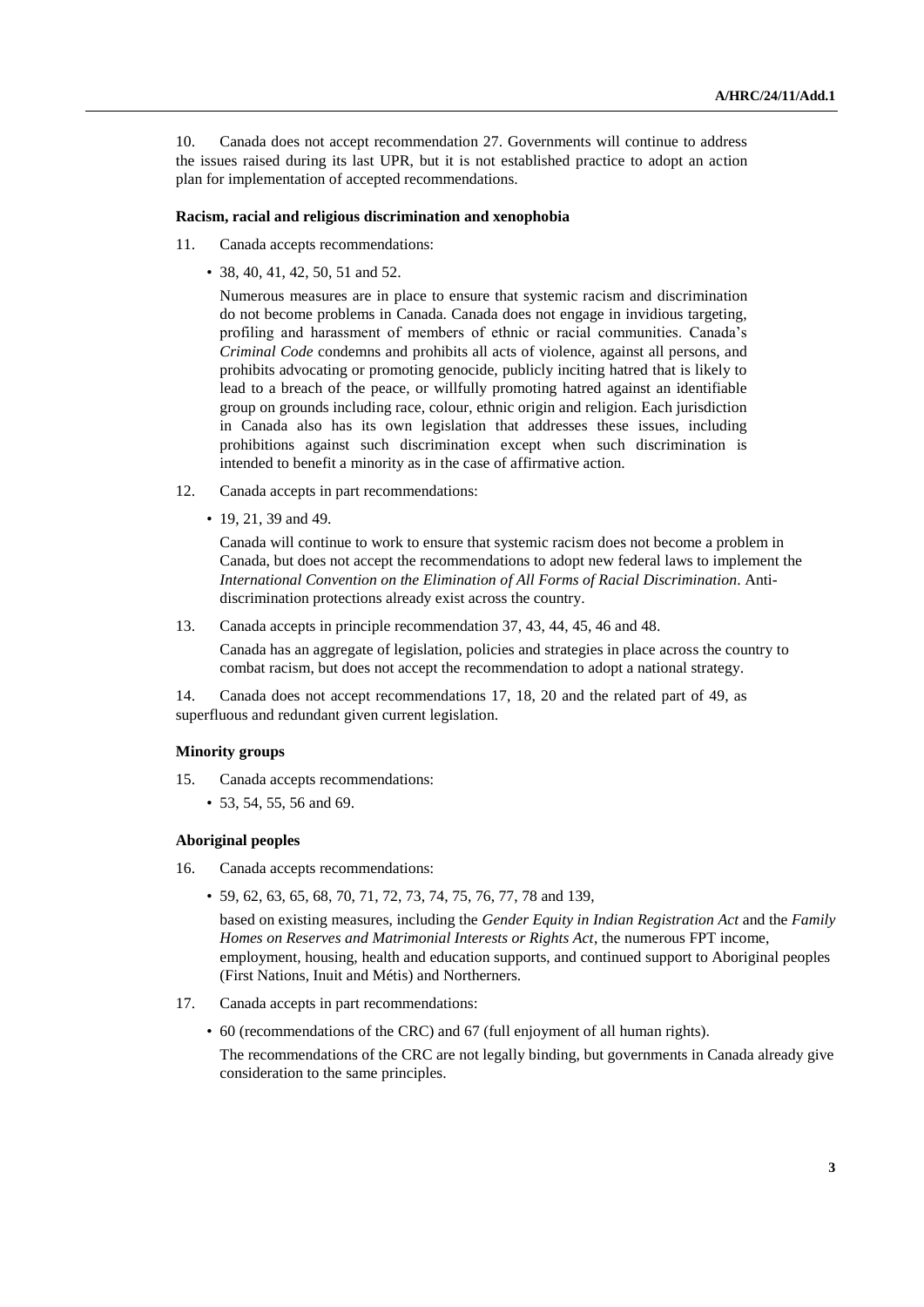10. Canada does not accept recommendation 27. Governments will continue to address the issues raised during its last UPR, but it is not established practice to adopt an action plan for implementation of accepted recommendations.

### Racism, racial and religious discrimination and xenophobia

11. Canada accepts recommendations:

- 38, 40, 41, 42, 50, 51 and 52.

  Numerous measures are in place to ensure that systemic racism and discrimination do not become problems in Canada. Canada does not engage in invidious targeting, profiling and harassment of members of ethnic or racial communities. Canada's *Criminal Code* condemns and prohibits all acts of violence, against all persons, and prohibits advocating or promoting genocide, publicly inciting hatred that is likely to lead to a breach of the peace, or willfully promoting hatred against an identifiable group on grounds including race, colour, ethnic origin and religion. Each jurisdiction in Canada also has its own legislation that addresses these issues, including prohibitions against such discrimination except when such discrimination is intended to benefit a minority as in the case of affirmative action.

12. Canada accepts in part recommendations:

- 19, 21, 39 and 49.

  Canada will continue to work to ensure that systemic racism does not become a problem in Canada, but does not accept the recommendations to adopt new federal laws to implement the *International Convention on the Elimination of All Forms of Racial Discrimination*. Anti-discrimination protections already exist across the country.

13. Canada accepts in principle recommendation 37, 43, 44, 45, 46 and 48.

    Canada has an aggregate of legislation, policies and strategies in place across the country to combat racism, but does not accept the recommendation to adopt a national strategy.

14. Canada does not accept recommendations 17, 18, 20 and the related part of 49, as superfluous and redundant given current legislation.

### Minority groups

15. Canada accepts recommendations:

- 53, 54, 55, 56 and 69.

### Aboriginal peoples

16. Canada accepts recommendations:

- 59, 62, 63, 65, 68, 70, 71, 72, 73, 74, 75, 76, 77, 78 and 139,

  based on existing measures, including the *Gender Equity in Indian Registration Act* and the *Family Homes on Reserves and Matrimonial Interests or Rights Act*, the numerous FPT income, employment, housing, health and education supports, and continued support to Aboriginal peoples (First Nations, Inuit and Métis) and Northerners.

17. Canada accepts in part recommendations:

- 60 (recommendations of the CRC) and 67 (full enjoyment of all human rights).

  The recommendations of the CRC are not legally binding, but governments in Canada already give consideration to the same principles.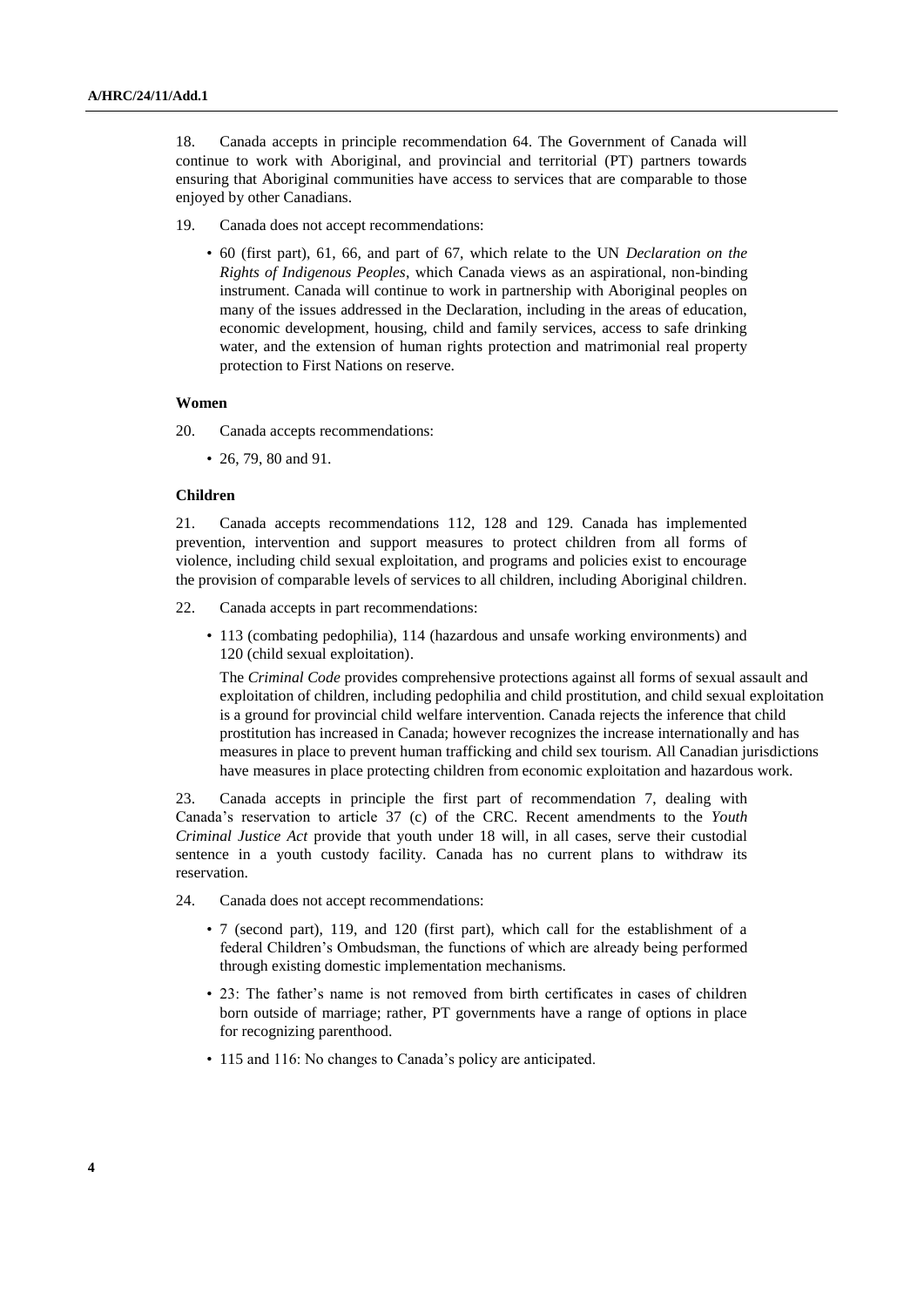18. Canada accepts in principle recommendation 64. The Government of Canada will continue to work with Aboriginal, and provincial and territorial (PT) partners towards ensuring that Aboriginal communities have access to services that are comparable to those enjoyed by other Canadians.

19. Canada does not accept recommendations:

- 60 (first part), 61, 66, and part of 67, which relate to the UN *Declaration on the Rights of Indigenous Peoples*, which Canada views as an aspirational, non-binding instrument. Canada will continue to work in partnership with Aboriginal peoples on many of the issues addressed in the Declaration, including in the areas of education, economic development, housing, child and family services, access to safe drinking water, and the extension of human rights protection and matrimonial real property protection to First Nations on reserve.

### Women

20. Canada accepts recommendations:

- 26, 79, 80 and 91.

### Children

21. Canada accepts recommendations 112, 128 and 129. Canada has implemented prevention, intervention and support measures to protect children from all forms of violence, including child sexual exploitation, and programs and policies exist to encourage the provision of comparable levels of services to all children, including Aboriginal children.

22. Canada accepts in part recommendations:

- 113 (combating pedophilia), 114 (hazardous and unsafe working environments) and 120 (child sexual exploitation).

  The *Criminal Code* provides comprehensive protections against all forms of sexual assault and exploitation of children, including pedophilia and child prostitution, and child sexual exploitation is a ground for provincial child welfare intervention. Canada rejects the inference that child prostitution has increased in Canada; however recognizes the increase internationally and has measures in place to prevent human trafficking and child sex tourism. All Canadian jurisdictions have measures in place protecting children from economic exploitation and hazardous work.

23. Canada accepts in principle the first part of recommendation 7, dealing with Canada's reservation to article 37 (c) of the CRC. Recent amendments to the *Youth Criminal Justice Act* provide that youth under 18 will, in all cases, serve their custodial sentence in a youth custody facility. Canada has no current plans to withdraw its reservation.

24. Canada does not accept recommendations:

- 7 (second part), 119, and 120 (first part), which call for the establishment of a federal Children's Ombudsman, the functions of which are already being performed through existing domestic implementation mechanisms.
- 23: The father's name is not removed from birth certificates in cases of children born outside of marriage; rather, PT governments have a range of options in place for recognizing parenthood.
- 115 and 116: No changes to Canada's policy are anticipated.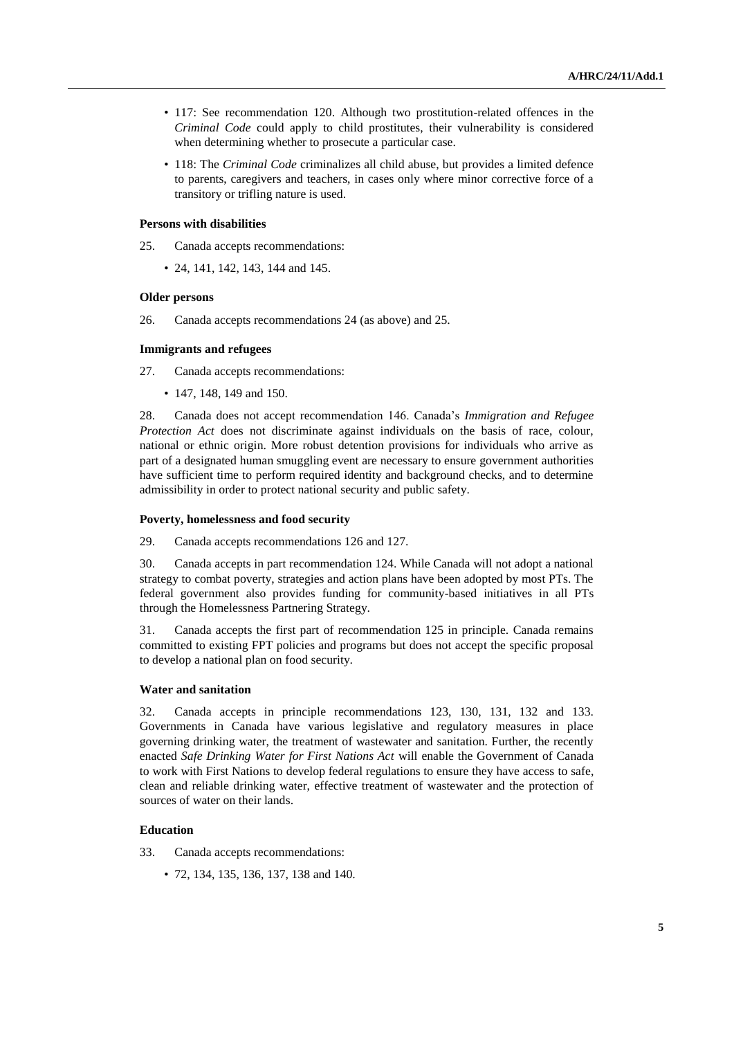- 117: See recommendation 120. Although two prostitution-related offences in the *Criminal Code* could apply to child prostitutes, their vulnerability is considered when determining whether to prosecute a particular case.
- 118: The *Criminal Code* criminalizes all child abuse, but provides a limited defence to parents, caregivers and teachers, in cases only where minor corrective force of a transitory or trifling nature is used.

#### Persons with disabilities

25. Canada accepts recommendations:

- 24, 141, 142, 143, 144 and 145.

#### Older persons

26. Canada accepts recommendations 24 (as above) and 25.

#### Immigrants and refugees

27. Canada accepts recommendations:

- 147, 148, 149 and 150.

28. Canada does not accept recommendation 146. Canada's *Immigration and Refugee Protection Act* does not discriminate against individuals on the basis of race, colour, national or ethnic origin. More robust detention provisions for individuals who arrive as part of a designated human smuggling event are necessary to ensure government authorities have sufficient time to perform required identity and background checks, and to determine admissibility in order to protect national security and public safety.

#### Poverty, homelessness and food security

29. Canada accepts recommendations 126 and 127.

30. Canada accepts in part recommendation 124. While Canada will not adopt a national strategy to combat poverty, strategies and action plans have been adopted by most PTs. The federal government also provides funding for community-based initiatives in all PTs through the Homelessness Partnering Strategy.

31. Canada accepts the first part of recommendation 125 in principle. Canada remains committed to existing FPT policies and programs but does not accept the specific proposal to develop a national plan on food security.

#### Water and sanitation

32. Canada accepts in principle recommendations 123, 130, 131, 132 and 133. Governments in Canada have various legislative and regulatory measures in place governing drinking water, the treatment of wastewater and sanitation. Further, the recently enacted *Safe Drinking Water for First Nations Act* will enable the Government of Canada to work with First Nations to develop federal regulations to ensure they have access to safe, clean and reliable drinking water, effective treatment of wastewater and the protection of sources of water on their lands.

#### Education

33. Canada accepts recommendations:

- 72, 134, 135, 136, 137, 138 and 140.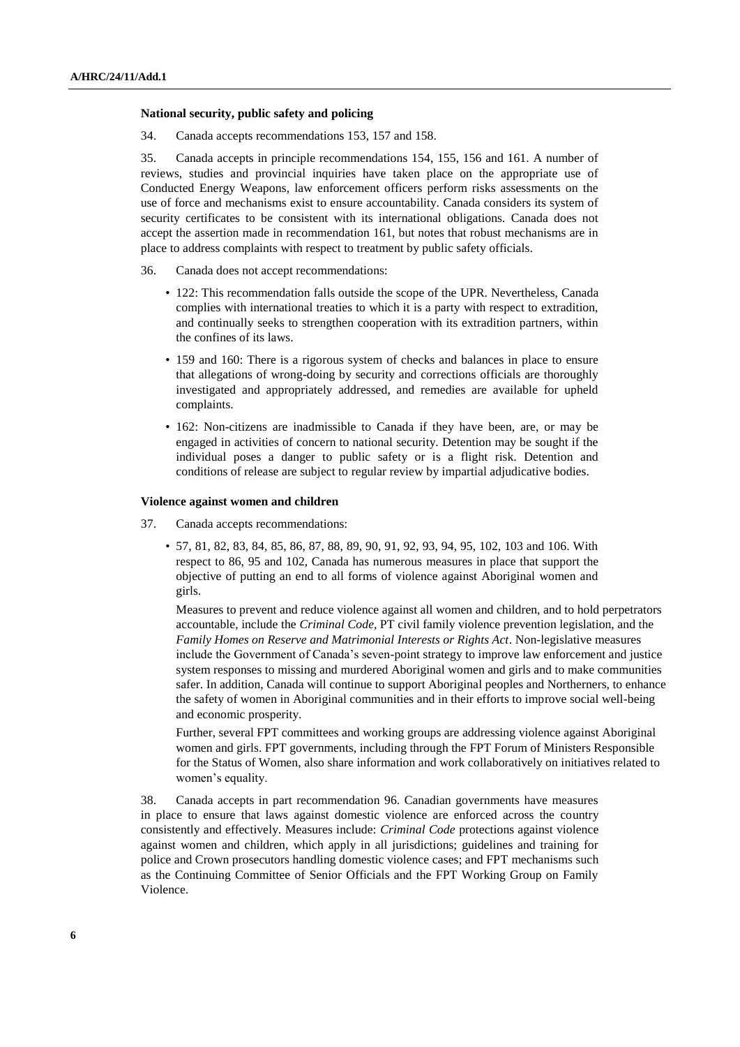**National security, public safety and policing**

34. Canada accepts recommendations 153, 157 and 158.

35. Canada accepts in principle recommendations 154, 155, 156 and 161. A number of reviews, studies and provincial inquiries have taken place on the appropriate use of Conducted Energy Weapons, law enforcement officers perform risks assessments on the use of force and mechanisms exist to ensure accountability. Canada considers its system of security certificates to be consistent with its international obligations. Canada does not accept the assertion made in recommendation 161, but notes that robust mechanisms are in place to address complaints with respect to treatment by public safety officials.

36. Canada does not accept recommendations:

- 122: This recommendation falls outside the scope of the UPR. Nevertheless, Canada complies with international treaties to which it is a party with respect to extradition, and continually seeks to strengthen cooperation with its extradition partners, within the confines of its laws.
- 159 and 160: There is a rigorous system of checks and balances in place to ensure that allegations of wrong-doing by security and corrections officials are thoroughly investigated and appropriately addressed, and remedies are available for upheld complaints.
- 162: Non-citizens are inadmissible to Canada if they have been, are, or may be engaged in activities of concern to national security. Detention may be sought if the individual poses a danger to public safety or is a flight risk. Detention and conditions of release are subject to regular review by impartial adjudicative bodies.

**Violence against women and children**

37. Canada accepts recommendations:

- 57, 81, 82, 83, 84, 85, 86, 87, 88, 89, 90, 91, 92, 93, 94, 95, 102, 103 and 106. With respect to 86, 95 and 102, Canada has numerous measures in place that support the objective of putting an end to all forms of violence against Aboriginal women and girls.

  Measures to prevent and reduce violence against all women and children, and to hold perpetrators accountable, include the *Criminal Code*, PT civil family violence prevention legislation, and the *Family Homes on Reserve and Matrimonial Interests or Rights Act*. Non-legislative measures include the Government of Canada's seven-point strategy to improve law enforcement and justice system responses to missing and murdered Aboriginal women and girls and to make communities safer. In addition, Canada will continue to support Aboriginal peoples and Northerners, to enhance the safety of women in Aboriginal communities and in their efforts to improve social well-being and economic prosperity.

  Further, several FPT committees and working groups are addressing violence against Aboriginal women and girls. FPT governments, including through the FPT Forum of Ministers Responsible for the Status of Women, also share information and work collaboratively on initiatives related to women's equality.

38. Canada accepts in part recommendation 96. Canadian governments have measures in place to ensure that laws against domestic violence are enforced across the country consistently and effectively. Measures include: *Criminal Code* protections against violence against women and children, which apply in all jurisdictions; guidelines and training for police and Crown prosecutors handling domestic violence cases; and FPT mechanisms such as the Continuing Committee of Senior Officials and the FPT Working Group on Family Violence.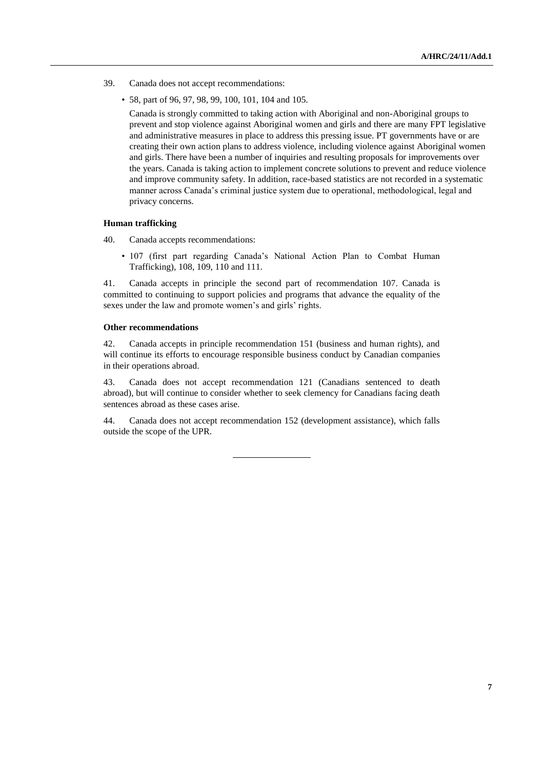39. Canada does not accept recommendations:

- 58, part of 96, 97, 98, 99, 100, 101, 104 and 105.

  Canada is strongly committed to taking action with Aboriginal and non-Aboriginal groups to prevent and stop violence against Aboriginal women and girls and there are many FPT legislative and administrative measures in place to address this pressing issue. PT governments have or are creating their own action plans to address violence, including violence against Aboriginal women and girls. There have been a number of inquiries and resulting proposals for improvements over the years. Canada is taking action to implement concrete solutions to prevent and reduce violence and improve community safety. In addition, race-based statistics are not recorded in a systematic manner across Canada's criminal justice system due to operational, methodological, legal and privacy concerns.

#### Human trafficking

40. Canada accepts recommendations:

- 107 (first part regarding Canada's National Action Plan to Combat Human Trafficking), 108, 109, 110 and 111.

41. Canada accepts in principle the second part of recommendation 107. Canada is committed to continuing to support policies and programs that advance the equality of the sexes under the law and promote women's and girls' rights.

#### Other recommendations

42. Canada accepts in principle recommendation 151 (business and human rights), and will continue its efforts to encourage responsible business conduct by Canadian companies in their operations abroad.

43. Canada does not accept recommendation 121 (Canadians sentenced to death abroad), but will continue to consider whether to seek clemency for Canadians facing death sentences abroad as these cases arise.

44. Canada does not accept recommendation 152 (development assistance), which falls outside the scope of the UPR.